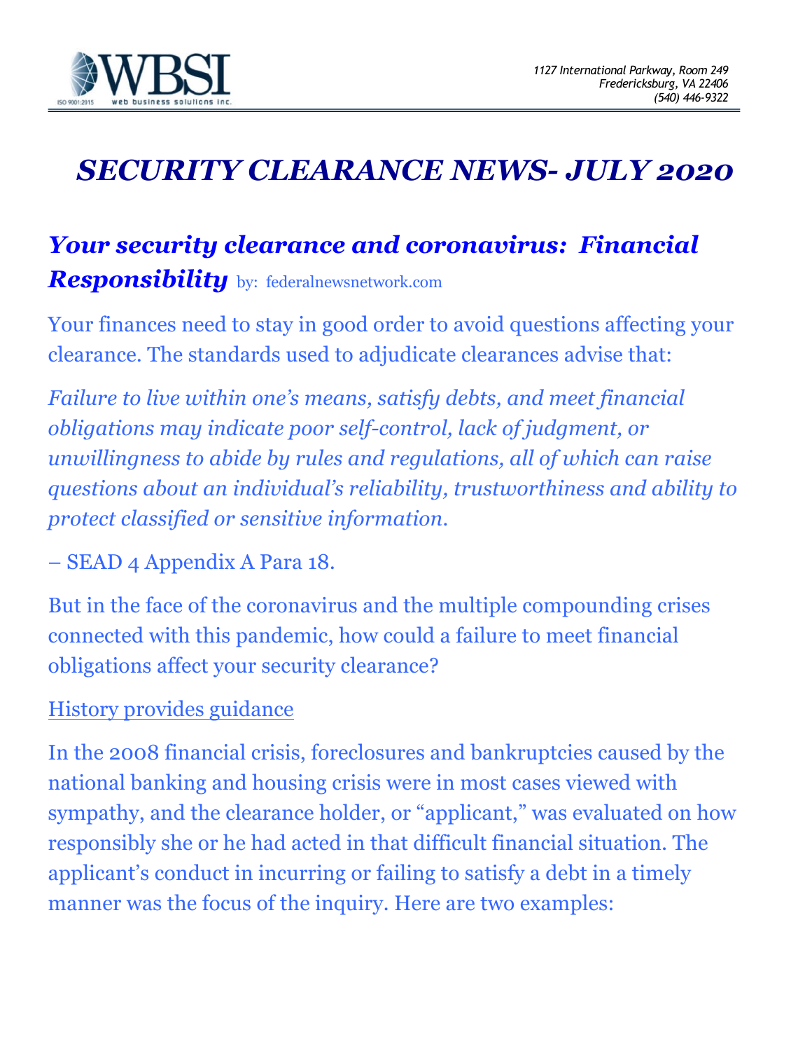# SECURITY CLEARANCE NEWS- JULY 2020

## *Your security clearance and coronavirus: Financial Responsibility* by: federalnewsnetwork.com

Your finances need to stay in good order to avoid questions affecting your clearance. The standards used to adjudicate clearances advise that:

*Failure to live within one's means, satisfy debts, and meet financial obligations may indicate poor self-control, lack of judgment, or unwillingness to abide by rules and regulations, all of which can raise questions about an individual's reliability, trustworthiness and ability to protect classified or sensitive information.*

– SEAD 4 Appendix A Para 18.

But in the face of the coronavirus and the multiple compounding crises connected with this pandemic, how could a failure to meet financial obligations affect your security clearance?

History provides guidance

In the 2008 financial crisis, foreclosures and bankruptcies caused by the national banking and housing crisis were in most cases viewed with sympathy, and the clearance holder, or "applicant," was evaluated on how responsibly she or he had acted in that difficult financial situation. The applicant's conduct in incurring or failing to satisfy a debt in a timely manner was the focus of the inquiry. Here are two examples: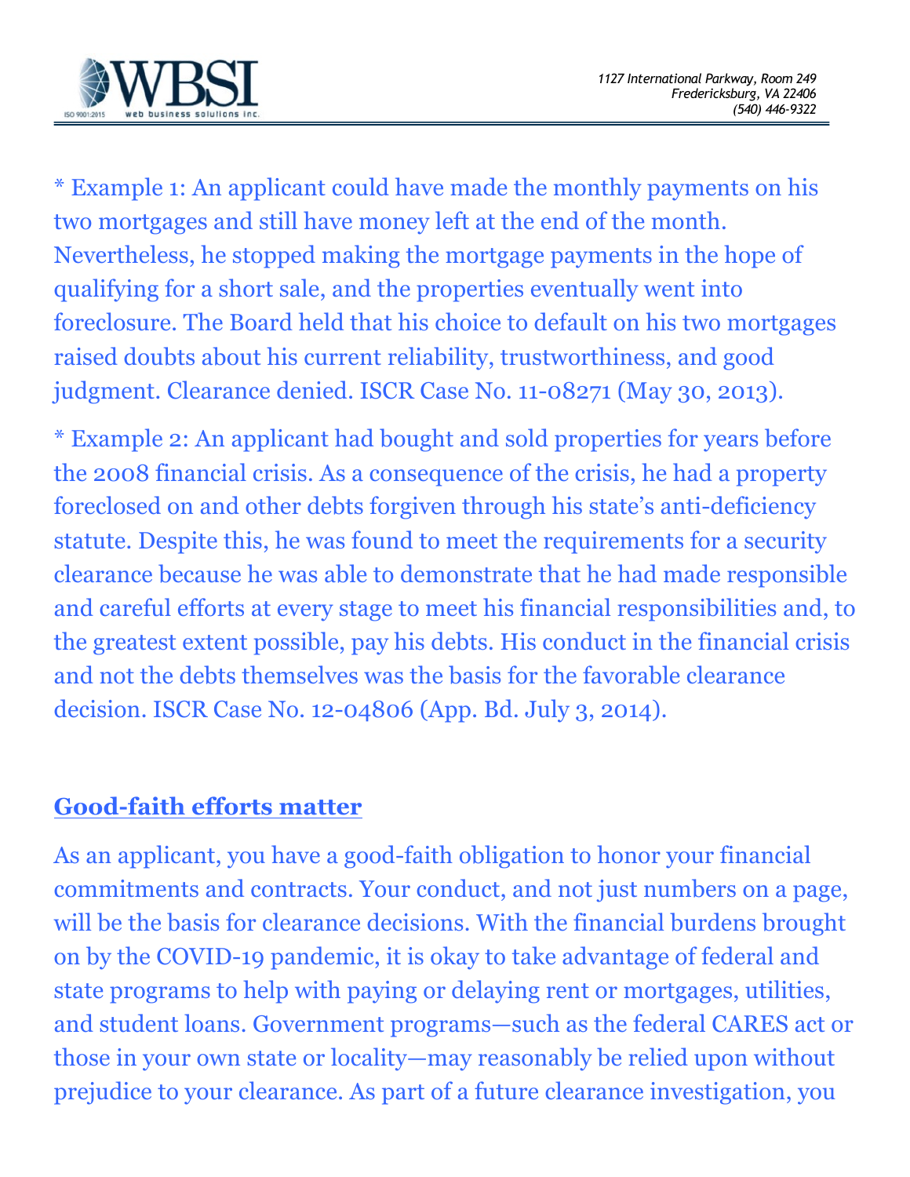* Example 1: An applicant could have made the monthly payments on his two mortgages and still have money left at the end of the month. Nevertheless, he stopped making the mortgage payments in the hope of qualifying for a short sale, and the properties eventually went into foreclosure. The Board held that his choice to default on his two mortgages raised doubts about his current reliability, trustworthiness, and good judgment. Clearance denied. ISCR Case No. 11-08271 (May 30, 2013).

* Example 2: An applicant had bought and sold properties for years before the 2008 financial crisis. As a consequence of the crisis, he had a property foreclosed on and other debts forgiven through his state's anti-deficiency statute. Despite this, he was found to meet the requirements for a security clearance because he was able to demonstrate that he had made responsible and careful efforts at every stage to meet his financial responsibilities and, to the greatest extent possible, pay his debts. His conduct in the financial crisis and not the debts themselves was the basis for the favorable clearance decision. ISCR Case No. 12-04806 (App. Bd. July 3, 2014).

## **Good-faith efforts matter**

As an applicant, you have a good-faith obligation to honor your financial commitments and contracts. Your conduct, and not just numbers on a page, will be the basis for clearance decisions. With the financial burdens brought on by the COVID-19 pandemic, it is okay to take advantage of federal and state programs to help with paying or delaying rent or mortgages, utilities, and student loans. Government programs—such as the federal CARES act or those in your own state or locality—may reasonably be relied upon without prejudice to your clearance. As part of a future clearance investigation, you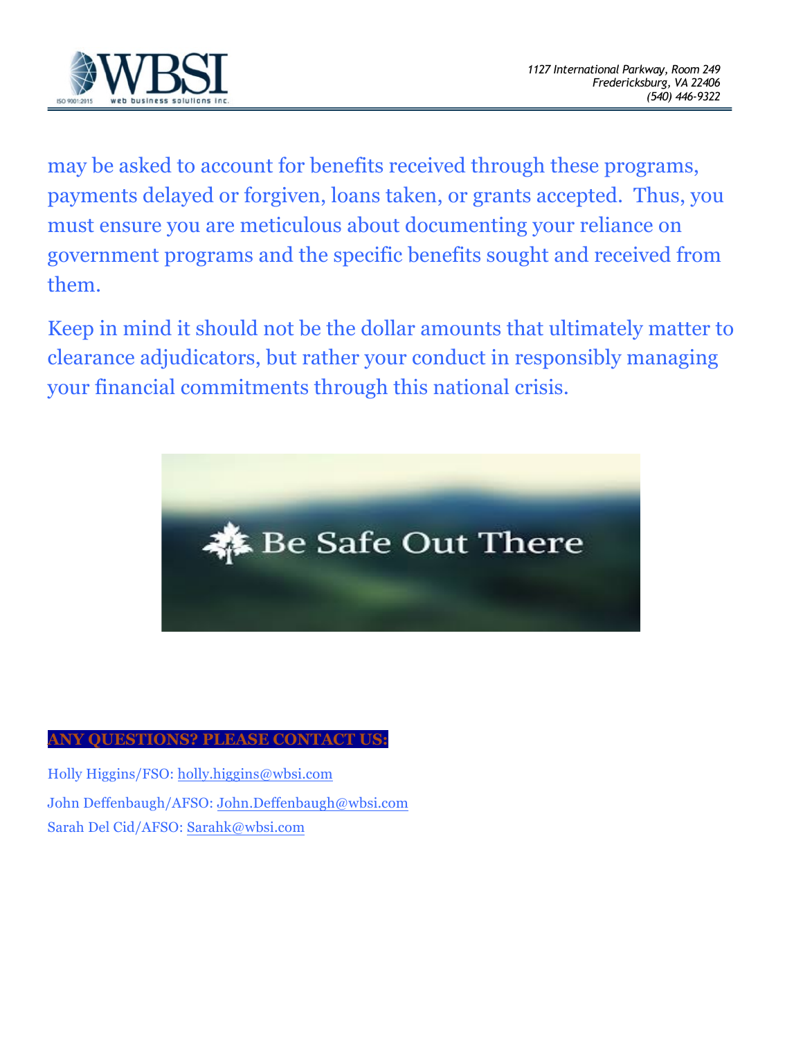may be asked to account for benefits received through these programs, payments delayed or forgiven, loans taken, or grants accepted. Thus, you must ensure you are meticulous about documenting your reliance on government programs and the specific benefits sought and received from them.

Keep in mind it should not be the dollar amounts that ultimately matter to clearance adjudicators, but rather your conduct in responsibly managing your financial commitments through this national crisis.

Be Safe Out There

**ANY QUESTIONS? PLEASE CONTACT US:**

Holly Higgins/FSO: holly.higgins@wbsi.com

John Deffenbaugh/AFSO: John.Deffenbaugh@wbsi.com

Sarah Del Cid/AFSO: Sarahk@wbsi.com